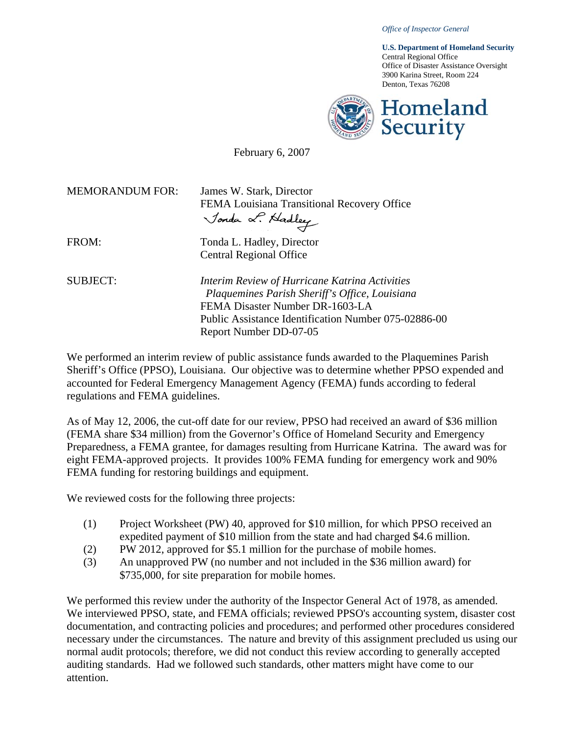*Office of Inspector General*

**U.S. Department of Homeland Security**
Central Regional Office
Office of Disaster Assistance Oversight
3900 Karina Street, Room 224
Denton, Texas 76208

**Homeland Security**

February 6, 2007

MEMORANDUM FOR: James W. Stark, Director
FEMA Louisiana Transitional Recovery Office

FROM: Tonda L. Hadley, Director
Central Regional Office

SUBJECT: *Interim Review of Hurricane Katrina Activities*
*Plaquemines Parish Sheriff's Office, Louisiana*
FEMA Disaster Number DR-1603-LA
Public Assistance Identification Number 075-02886-00
Report Number DD-07-05

We performed an interim review of public assistance funds awarded to the Plaquemines Parish Sheriff's Office (PPSO), Louisiana. Our objective was to determine whether PPSO expended and accounted for Federal Emergency Management Agency (FEMA) funds according to federal regulations and FEMA guidelines.

As of May 12, 2006, the cut-off date for our review, PPSO had received an award of $36 million (FEMA share $34 million) from the Governor's Office of Homeland Security and Emergency Preparedness, a FEMA grantee, for damages resulting from Hurricane Katrina. The award was for eight FEMA-approved projects. It provides 100% FEMA funding for emergency work and 90% FEMA funding for restoring buildings and equipment.

We reviewed costs for the following three projects:

(1) Project Worksheet (PW) 40, approved for $10 million, for which PPSO received an expedited payment of $10 million from the state and had charged $4.6 million.
(2) PW 2012, approved for $5.1 million for the purchase of mobile homes.
(3) An unapproved PW (no number and not included in the $36 million award) for $735,000, for site preparation for mobile homes.

We performed this review under the authority of the Inspector General Act of 1978, as amended. We interviewed PPSO, state, and FEMA officials; reviewed PPSO's accounting system, disaster cost documentation, and contracting policies and procedures; and performed other procedures considered necessary under the circumstances. The nature and brevity of this assignment precluded us using our normal audit protocols; therefore, we did not conduct this review according to generally accepted auditing standards. Had we followed such standards, other matters might have come to our attention.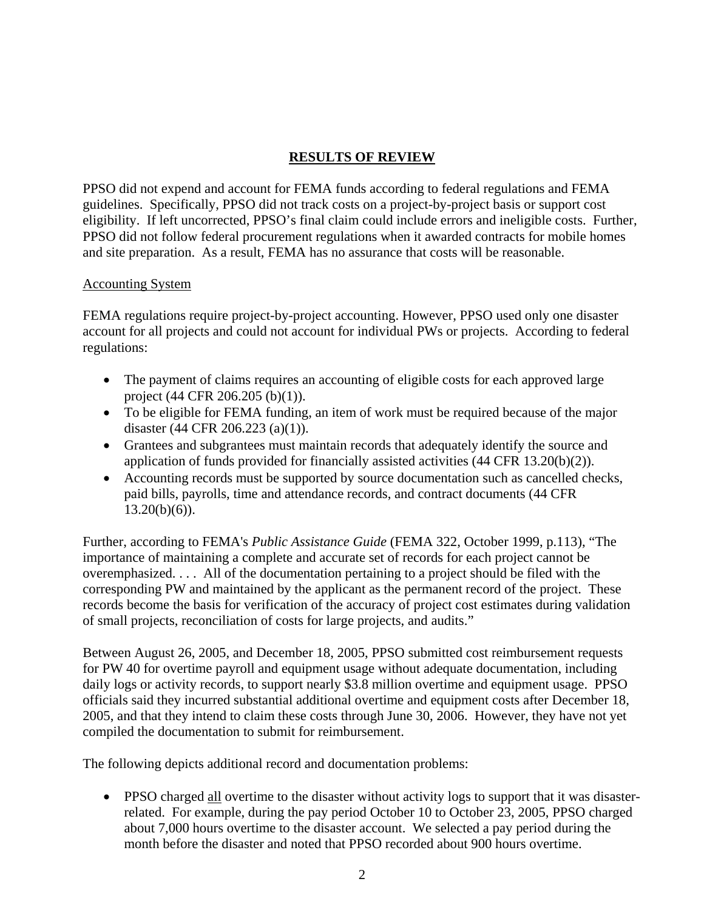## RESULTS OF REVIEW

PPSO did not expend and account for FEMA funds according to federal regulations and FEMA guidelines. Specifically, PPSO did not track costs on a project-by-project basis or support cost eligibility. If left uncorrected, PPSO's final claim could include errors and ineligible costs. Further, PPSO did not follow federal procurement regulations when it awarded contracts for mobile homes and site preparation. As a result, FEMA has no assurance that costs will be reasonable.

### Accounting System

FEMA regulations require project-by-project accounting. However, PPSO used only one disaster account for all projects and could not account for individual PWs or projects. According to federal regulations:

- The payment of claims requires an accounting of eligible costs for each approved large project (44 CFR 206.205 (b)(1)).
- To be eligible for FEMA funding, an item of work must be required because of the major disaster (44 CFR 206.223 (a)(1)).
- Grantees and subgrantees must maintain records that adequately identify the source and application of funds provided for financially assisted activities (44 CFR 13.20(b)(2)).
- Accounting records must be supported by source documentation such as cancelled checks, paid bills, payrolls, time and attendance records, and contract documents (44 CFR 13.20(b)(6)).

Further, according to FEMA's *Public Assistance Guide* (FEMA 322, October 1999, p.113), "The importance of maintaining a complete and accurate set of records for each project cannot be overemphasized. . . . All of the documentation pertaining to a project should be filed with the corresponding PW and maintained by the applicant as the permanent record of the project. These records become the basis for verification of the accuracy of project cost estimates during validation of small projects, reconciliation of costs for large projects, and audits."

Between August 26, 2005, and December 18, 2005, PPSO submitted cost reimbursement requests for PW 40 for overtime payroll and equipment usage without adequate documentation, including daily logs or activity records, to support nearly $3.8 million overtime and equipment usage. PPSO officials said they incurred substantial additional overtime and equipment costs after December 18, 2005, and that they intend to claim these costs through June 30, 2006. However, they have not yet compiled the documentation to submit for reimbursement.

The following depicts additional record and documentation problems:

- PPSO charged <u>all</u> overtime to the disaster without activity logs to support that it was disaster-related. For example, during the pay period October 10 to October 23, 2005, PPSO charged about 7,000 hours overtime to the disaster account. We selected a pay period during the month before the disaster and noted that PPSO recorded about 900 hours overtime.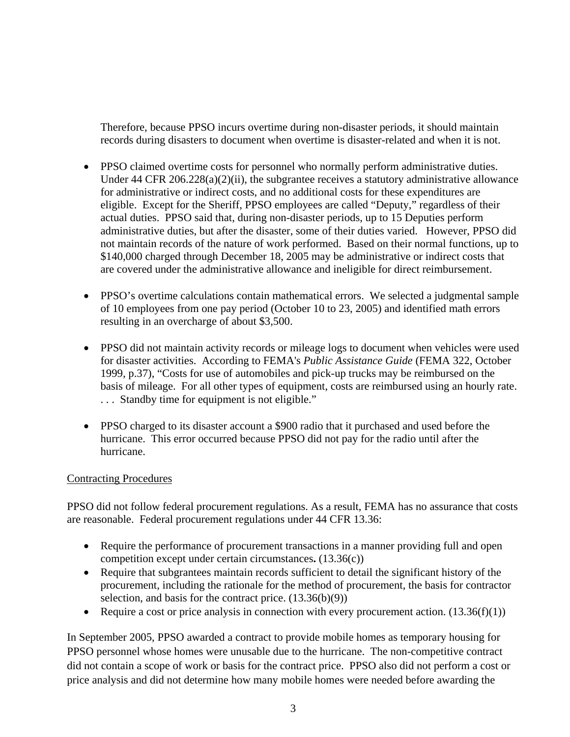Therefore, because PPSO incurs overtime during non-disaster periods, it should maintain records during disasters to document when overtime is disaster-related and when it is not.

- PPSO claimed overtime costs for personnel who normally perform administrative duties. Under 44 CFR 206.228(a)(2)(ii), the subgrantee receives a statutory administrative allowance for administrative or indirect costs, and no additional costs for these expenditures are eligible. Except for the Sheriff, PPSO employees are called "Deputy," regardless of their actual duties. PPSO said that, during non-disaster periods, up to 15 Deputies perform administrative duties, but after the disaster, some of their duties varied. However, PPSO did not maintain records of the nature of work performed. Based on their normal functions, up to $140,000 charged through December 18, 2005 may be administrative or indirect costs that are covered under the administrative allowance and ineligible for direct reimbursement.

- PPSO's overtime calculations contain mathematical errors. We selected a judgmental sample of 10 employees from one pay period (October 10 to 23, 2005) and identified math errors resulting in an overcharge of about $3,500.

- PPSO did not maintain activity records or mileage logs to document when vehicles were used for disaster activities. According to FEMA's *Public Assistance Guide* (FEMA 322, October 1999, p.37), "Costs for use of automobiles and pick-up trucks may be reimbursed on the basis of mileage. For all other types of equipment, costs are reimbursed using an hourly rate. . . . Standby time for equipment is not eligible."

- PPSO charged to its disaster account a $900 radio that it purchased and used before the hurricane. This error occurred because PPSO did not pay for the radio until after the hurricane.

Contracting Procedures

PPSO did not follow federal procurement regulations. As a result, FEMA has no assurance that costs are reasonable. Federal procurement regulations under 44 CFR 13.36:

- Require the performance of procurement transactions in a manner providing full and open competition except under certain circumstances**.** (13.36(c))
- Require that subgrantees maintain records sufficient to detail the significant history of the procurement, including the rationale for the method of procurement, the basis for contractor selection, and basis for the contract price. (13.36(b)(9))
- Require a cost or price analysis in connection with every procurement action. (13.36(f)(1))

In September 2005, PPSO awarded a contract to provide mobile homes as temporary housing for PPSO personnel whose homes were unusable due to the hurricane. The non-competitive contract did not contain a scope of work or basis for the contract price. PPSO also did not perform a cost or price analysis and did not determine how many mobile homes were needed before awarding the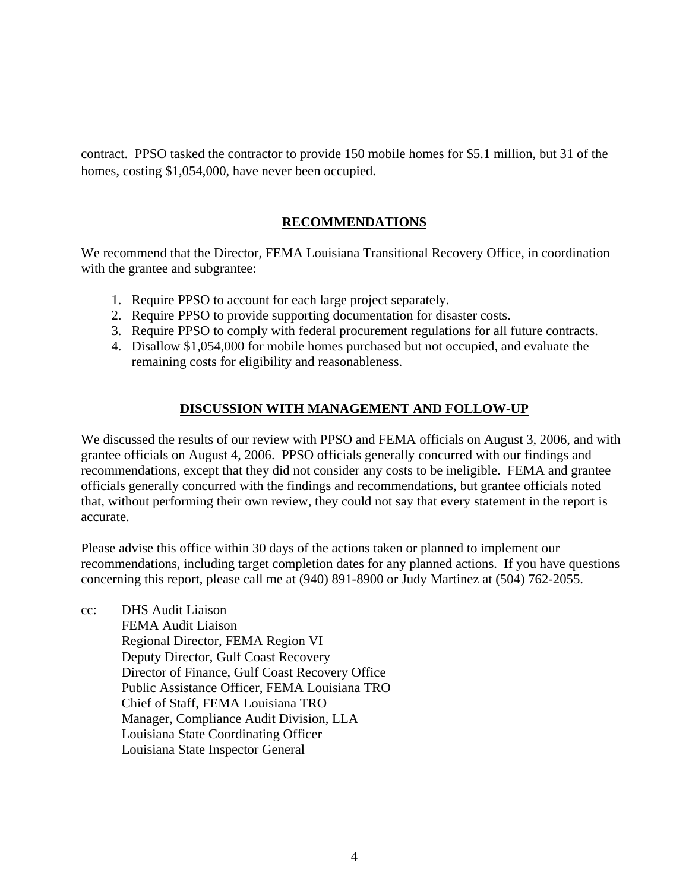contract. PPSO tasked the contractor to provide 150 mobile homes for $5.1 million, but 31 of the homes, costing $1,054,000, have never been occupied.

## RECOMMENDATIONS

We recommend that the Director, FEMA Louisiana Transitional Recovery Office, in coordination with the grantee and subgrantee:

1. Require PPSO to account for each large project separately.
2. Require PPSO to provide supporting documentation for disaster costs.
3. Require PPSO to comply with federal procurement regulations for all future contracts.
4. Disallow $1,054,000 for mobile homes purchased but not occupied, and evaluate the remaining costs for eligibility and reasonableness.

## DISCUSSION WITH MANAGEMENT AND FOLLOW-UP

We discussed the results of our review with PPSO and FEMA officials on August 3, 2006, and with grantee officials on August 4, 2006. PPSO officials generally concurred with our findings and recommendations, except that they did not consider any costs to be ineligible. FEMA and grantee officials generally concurred with the findings and recommendations, but grantee officials noted that, without performing their own review, they could not say that every statement in the report is accurate.

Please advise this office within 30 days of the actions taken or planned to implement our recommendations, including target completion dates for any planned actions. If you have questions concerning this report, please call me at (940) 891-8900 or Judy Martinez at (504) 762-2055.

cc: DHS Audit Liaison
FEMA Audit Liaison
Regional Director, FEMA Region VI
Deputy Director, Gulf Coast Recovery
Director of Finance, Gulf Coast Recovery Office
Public Assistance Officer, FEMA Louisiana TRO
Chief of Staff, FEMA Louisiana TRO
Manager, Compliance Audit Division, LLA
Louisiana State Coordinating Officer
Louisiana State Inspector General